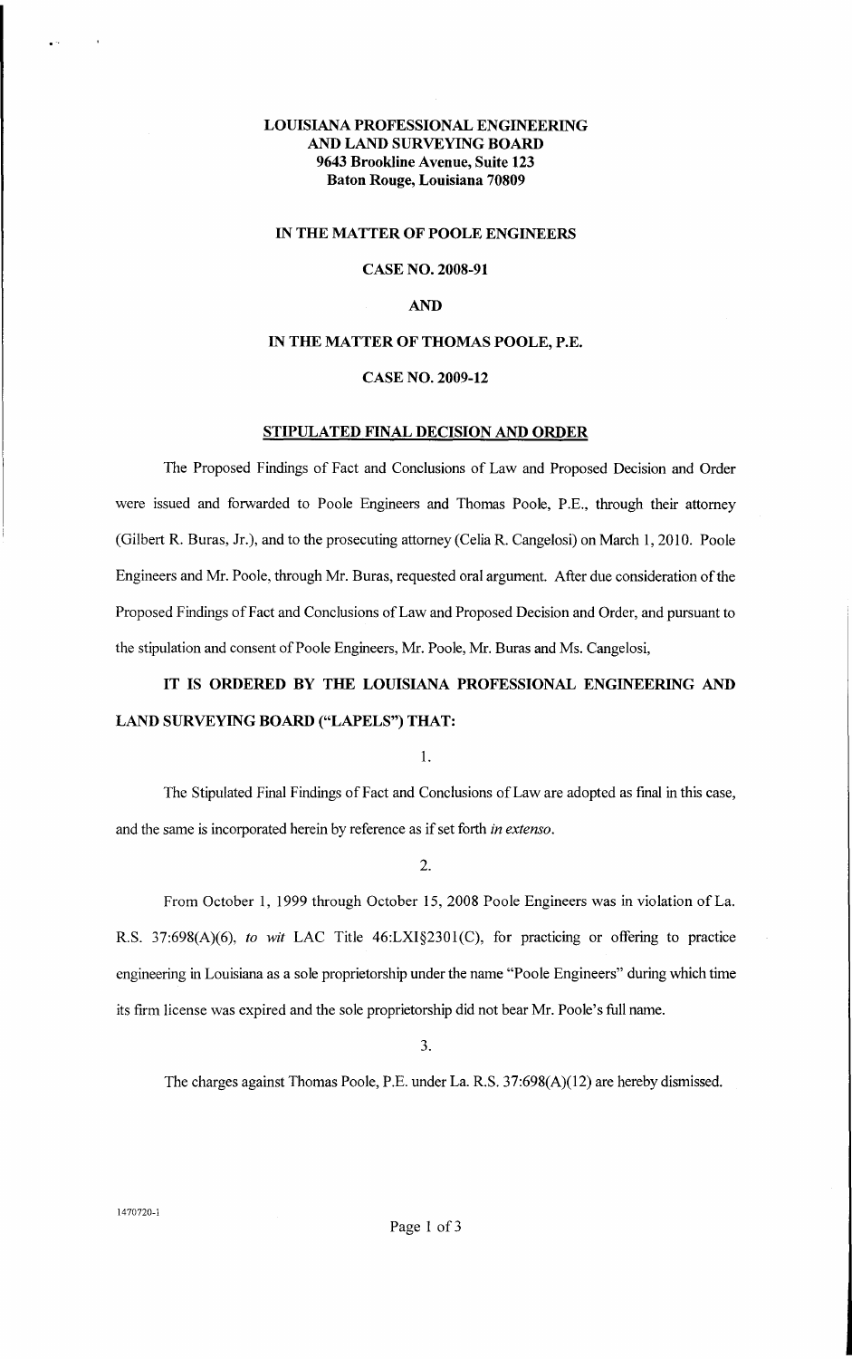**LOUISIANA PROFESSIONAL ENGINEERING AND LAND SURVEYING BOARD**
**9643 Brookline Avenue, Suite 123**
**Baton Rouge, Louisiana 70809**

**IN THE MATTER OF POOLE ENGINEERS**

**CASE NO. 2008-91**

**AND**

**IN THE MATTER OF THOMAS POOLE, P.E.**

**CASE NO. 2009-12**

**STIPULATED FINAL DECISION AND ORDER**

The Proposed Findings of Fact and Conclusions of Law and Proposed Decision and Order were issued and forwarded to Poole Engineers and Thomas Poole, P.E., through their attorney (Gilbert R. Buras, Jr.), and to the prosecuting attorney (Celia R. Cangelosi) on March 1, 2010. Poole Engineers and Mr. Poole, through Mr. Buras, requested oral argument. After due consideration of the Proposed Findings of Fact and Conclusions of Law and Proposed Decision and Order, and pursuant to the stipulation and consent of Poole Engineers, Mr. Poole, Mr. Buras and Ms. Cangelosi,

**IT IS ORDERED BY THE LOUISIANA PROFESSIONAL ENGINEERING AND LAND SURVEYING BOARD ("LAPELS") THAT:**

1.

The Stipulated Final Findings of Fact and Conclusions of Law are adopted as final in this case, and the same is incorporated herein by reference as if set forth *in extenso*.

2.

From October 1, 1999 through October 15, 2008 Poole Engineers was in violation of La. R.S. 37:698(A)(6), *to wit* LAC Title 46:LXI§2301(C), for practicing or offering to practice engineering in Louisiana as a sole proprietorship under the name "Poole Engineers" during which time its firm license was expired and the sole proprietorship did not bear Mr. Poole's full name.

3.

The charges against Thomas Poole, P.E. under La. R.S. 37:698(A)(12) are hereby dismissed.

1470720-1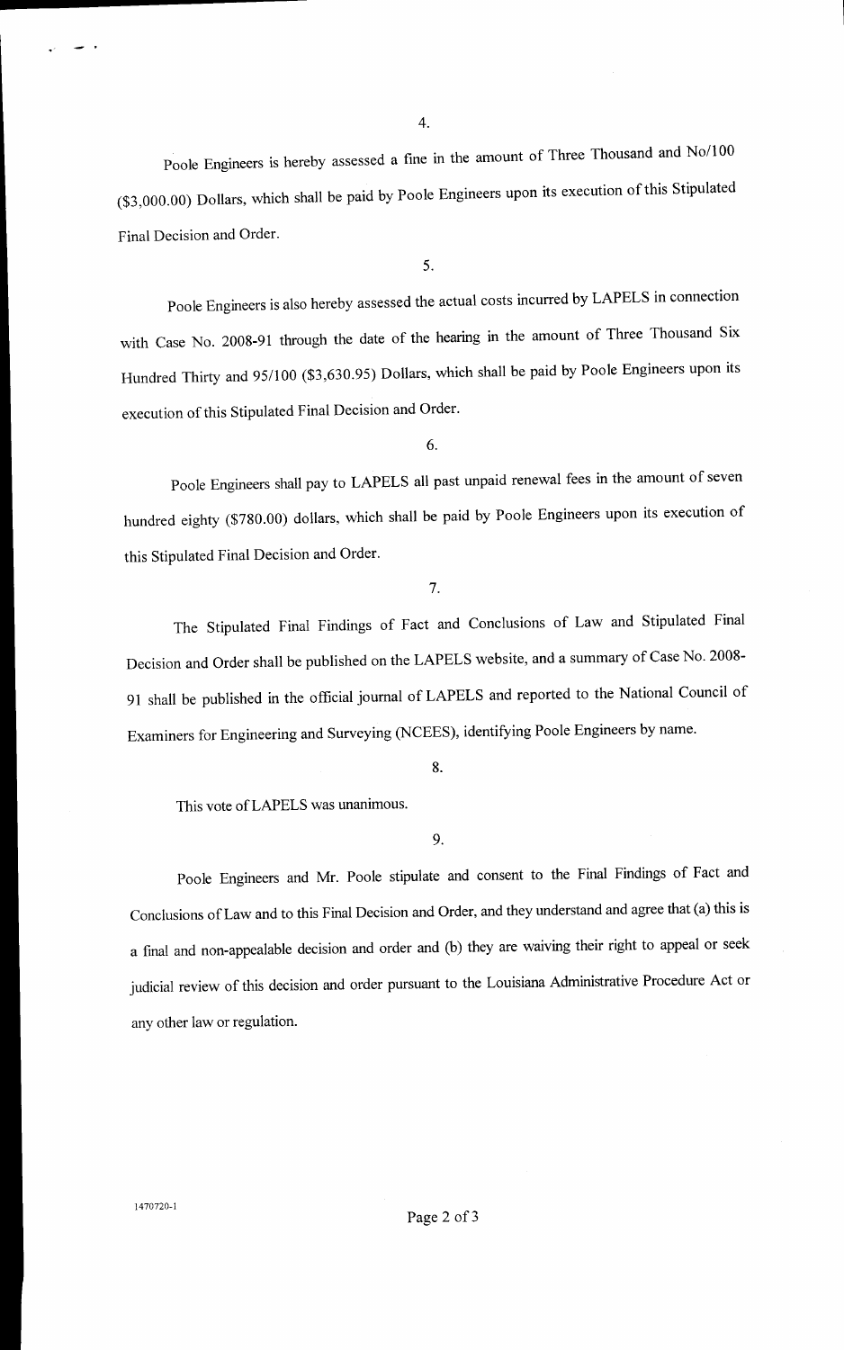4.

Poole Engineers is hereby assessed a fine in the amount of Three Thousand and No/100 ($3,000.00) Dollars, which shall be paid by Poole Engineers upon its execution of this Stipulated Final Decision and Order.

5.

Poole Engineers is also hereby assessed the actual costs incurred by LAPELS in connection with Case No. 2008-91 through the date of the hearing in the amount of Three Thousand Six Hundred Thirty and 95/100 ($3,630.95) Dollars, which shall be paid by Poole Engineers upon its execution of this Stipulated Final Decision and Order.

6.

Poole Engineers shall pay to LAPELS all past unpaid renewal fees in the amount of seven hundred eighty ($780.00) dollars, which shall be paid by Poole Engineers upon its execution of this Stipulated Final Decision and Order.

7.

The Stipulated Final Findings of Fact and Conclusions of Law and Stipulated Final Decision and Order shall be published on the LAPELS website, and a summary of Case No. 2008-91 shall be published in the official journal of LAPELS and reported to the National Council of Examiners for Engineering and Surveying (NCEES), identifying Poole Engineers by name.

8.

This vote of LAPELS was unanimous.

9.

Poole Engineers and Mr. Poole stipulate and consent to the Final Findings of Fact and Conclusions of Law and to this Final Decision and Order, and they understand and agree that (a) this is a final and non-appealable decision and order and (b) they are waiving their right to appeal or seek judicial review of this decision and order pursuant to the Louisiana Administrative Procedure Act or any other law or regulation.

1470720-1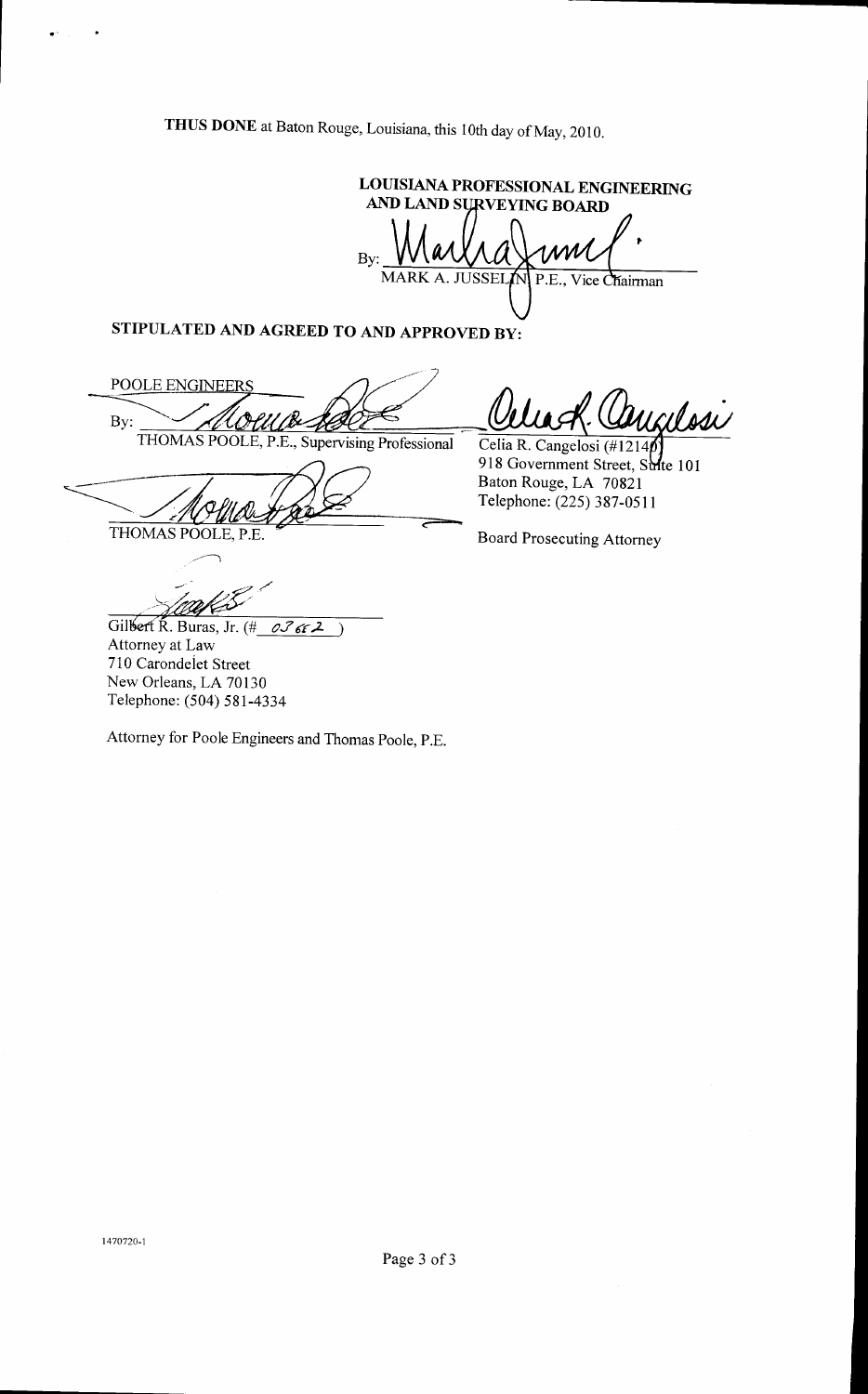**THUS DONE** at Baton Rouge, Louisiana, this 10th day of May, 2010.

**LOUISIANA PROFESSIONAL ENGINEERING AND LAND SURVEYING BOARD**

By: ______________________
MARK A. JUSSELIN, P.E., Vice Chairman

**STIPULATED AND AGREED TO AND APPROVED BY:**

POOLE ENGINEERS

By: ______________________
THOMAS POOLE, P.E., Supervising Professional

______________________
THOMAS POOLE, P.E.

______________________
Gilbert R. Buras, Jr. (# 03622 )
Attorney at Law
710 Carondelet Street
New Orleans, LA 70130
Telephone: (504) 581-4334

Attorney for Poole Engineers and Thomas Poole, P.E.

______________________
Celia R. Cangelosi (#12140)
918 Government Street, Suite 101
Baton Rouge, LA 70821
Telephone: (225) 387-0511

Board Prosecuting Attorney

1470720-1